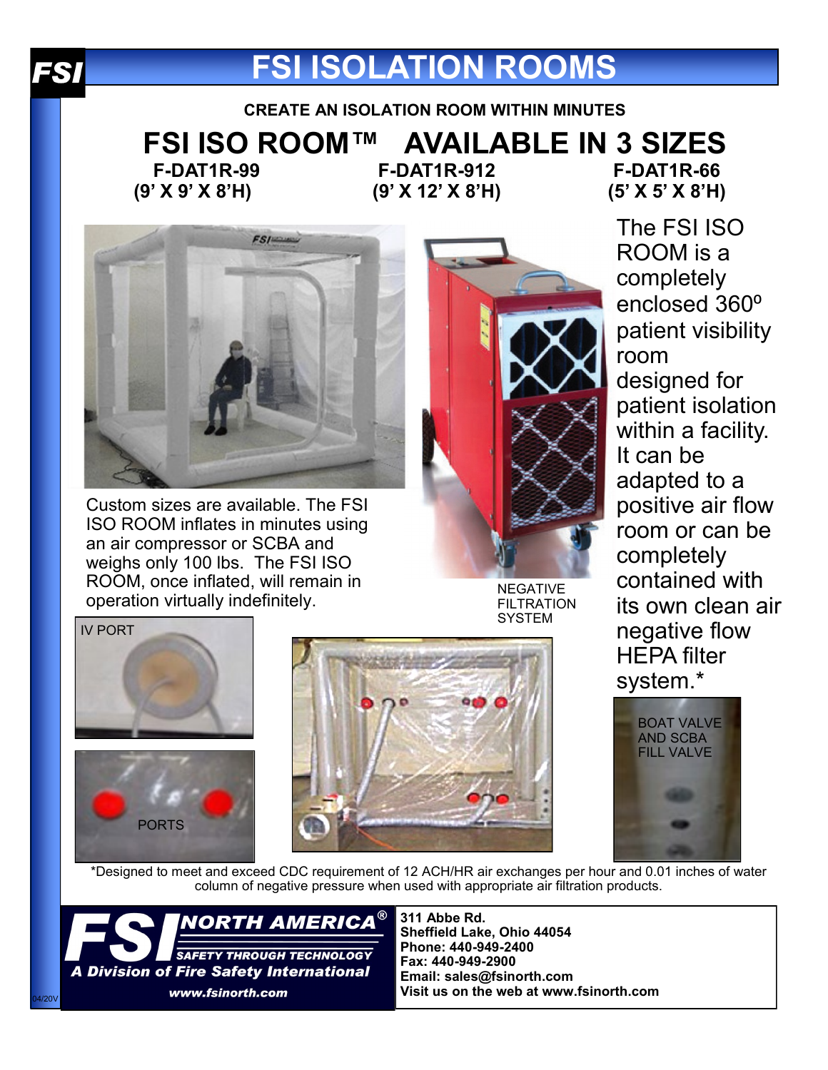# FSI ISOLATION ROOMS

**CREATE AN ISOLATION ROOM WITHIN MINUTES**

## FSI ISO ROOM™ AVAILABLE IN 3 SIZES

| F-DAT1R-99 | F-DAT1R-912 | F-DAT1R-66 |
|---|---|---|
| (9' X 9' X 8'H) | (9' X 12' X 8'H) | (5' X 5' X 8'H) |

Custom sizes are available. The FSI ISO ROOM inflates in minutes using an air compressor or SCBA and weighs only 100 lbs. The FSI ISO ROOM, once inflated, will remain in operation virtually indefinitely.

NEGATIVE FILTRATION SYSTEM

The FSI ISO ROOM is a completely enclosed 360º patient visibility room designed for patient isolation within a facility. It can be adapted to a positive air flow room or can be completely contained with its own clean air negative flow HEPA filter system.*

IV PORT

PORTS

BOAT VALVE AND SCBA FILL VALVE

*Designed to meet and exceed CDC requirement of 12 ACH/HR air exchanges per hour and 0.01 inches of water column of negative pressure when used with appropriate air filtration products.

**FSI NORTH AMERICA®**
*SAFETY THROUGH TECHNOLOGY*
*A Division of Fire Safety International*
www.fsinorth.com

**311 Abbe Rd.**
**Sheffield Lake, Ohio 44054**
**Phone: 440-949-2400**
**Fax: 440-949-2900**
**Email: sales@fsinorth.com**
**Visit us on the web at www.fsinorth.com**

04/20V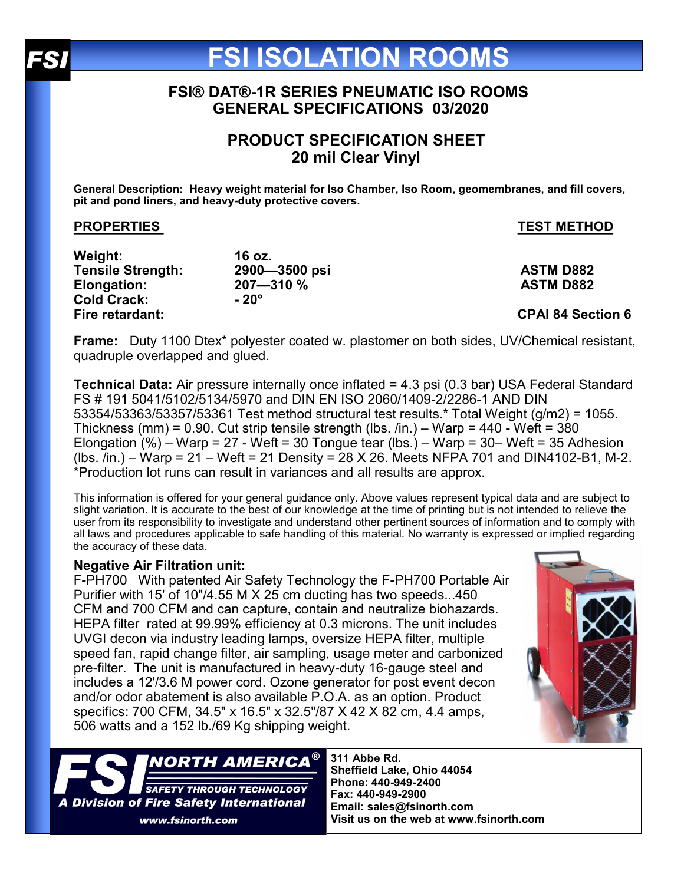# FSI ISOLATION ROOMS

## FSI® DAT®-1R SERIES PNEUMATIC ISO ROOMS
## GENERAL SPECIFICATIONS 03/2020

## PRODUCT SPECIFICATION SHEET
## 20 mil Clear Vinyl

**General Description: Heavy weight material for Iso Chamber, Iso Room, geomembranes, and fill covers, pit and pond liners, and heavy-duty protective covers.**

| PROPERTIES | | TEST METHOD |
|---|---|---|
| **Weight:** | **16 oz.** | |
| **Tensile Strength:** | **2900—3500 psi** | **ASTM D882** |
| **Elongation:** | **207—310 %** | **ASTM D882** |
| **Cold Crack:** | **- 20°** | |
| **Fire retardant:** | | **CPAI 84 Section 6** |

**Frame:** Duty 1100 Dtex* polyester coated w. plastomer on both sides, UV/Chemical resistant, quadruple overlapped and glued.

**Technical Data:** Air pressure internally once inflated = 4.3 psi (0.3 bar) USA Federal Standard FS # 191 5041/5102/5134/5970 and DIN EN ISO 2060/1409-2/2286-1 AND DIN 53354/53363/53357/53361 Test method structural test results.* Total Weight (g/m2) = 1055. Thickness (mm) = 0.90. Cut strip tensile strength (lbs. /in.) – Warp = 440 - Weft = 380 Elongation (%) – Warp = 27 - Weft = 30 Tongue tear (lbs.) – Warp = 30– Weft = 35 Adhesion (lbs. /in.) – Warp = 21 – Weft = 21 Density = 28 X 26. Meets NFPA 701 and DIN4102-B1, M-2. *Production lot runs can result in variances and all results are approx.

This information is offered for your general guidance only. Above values represent typical data and are subject to slight variation. It is accurate to the best of our knowledge at the time of printing but is not intended to relieve the user from its responsibility to investigate and understand other pertinent sources of information and to comply with all laws and procedures applicable to safe handling of this material. No warranty is expressed or implied regarding the accuracy of these data.

**Negative Air Filtration unit:**

F-PH700 With patented Air Safety Technology the F-PH700 Portable Air Purifier with 15' of 10"/4.55 M X 25 cm ducting has two speeds...450 CFM and 700 CFM and can capture, contain and neutralize biohazards. HEPA filter rated at 99.99% efficiency at 0.3 microns. The unit includes UVGI decon via industry leading lamps, oversize HEPA filter, multiple speed fan, rapid change filter, air sampling, usage meter and carbonized pre-filter. The unit is manufactured in heavy-duty 16-gauge steel and includes a 12'/3.6 M power cord. Ozone generator for post event decon and/or odor abatement is also available P.O.A. as an option. Product specifics: 700 CFM, 34.5" x 16.5" x 32.5"/87 X 42 X 82 cm, 4.4 amps, 506 watts and a 152 lb./69 Kg shipping weight.

FSI NORTH AMERICA®
SAFETY THROUGH TECHNOLOGY
A Division of Fire Safety International
www.fsinorth.com

311 Abbe Rd.
Sheffield Lake, Ohio 44054
Phone: 440-949-2400
Fax: 440-949-2900
Email: sales@fsinorth.com
Visit us on the web at www.fsinorth.com